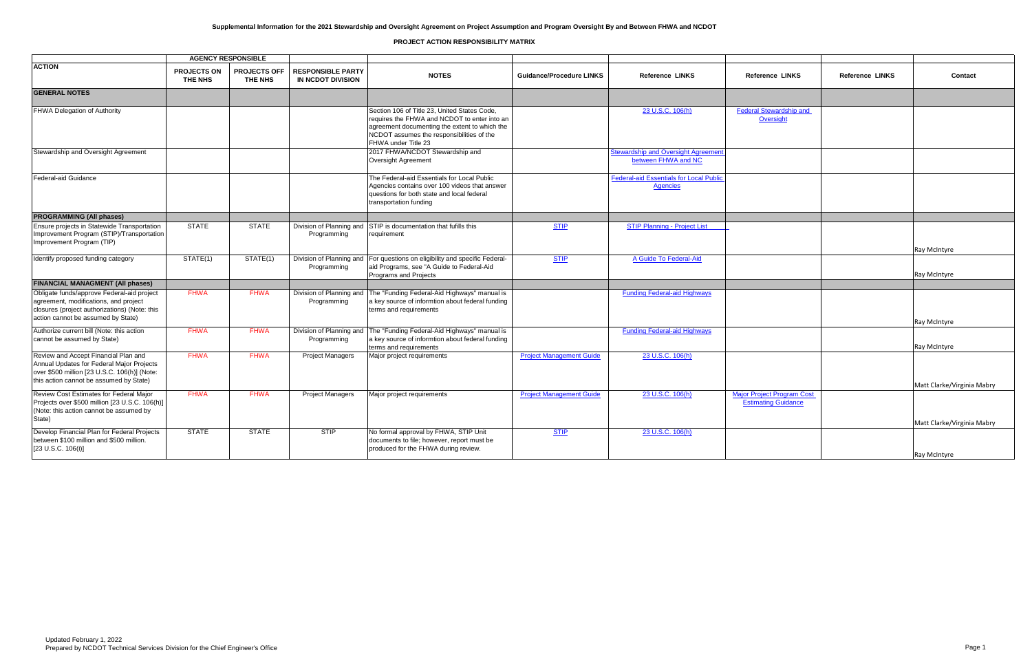**Supplemental Information for the 2021 Stewardship and Oversight Agreement on Project Assumption and Program Oversight By and Between FHWA and NCDOT**

**PROJECT ACTION RESPONSIBILITY MATRIX**

| ACTION | AGENCY RESPONSIBLE | | | | | | | | |
|---|---|---|---|---|---|---|---|---|---|
| | PROJECTS ON THE NHS | PROJECTS OFF THE NHS | RESPONSIBLE PARTY IN NCDOT DIVISION | NOTES | Guidance/Procedure LINKS | Reference LINKS | Reference LINKS | Reference LINKS | Contact |
| **GENERAL NOTES** | | | | | | | | | |
| FHWA Delegation of Authority | | | | Section 106 of Title 23, United States Code, requires the FHWA and NCDOT to enter into an agreement documenting the extent to which the NCDOT assumes the responsibilities of the FHWA under Title 23 | | 23 U.S.C. 106(h) | Federal Stewardship and Oversight | | |
| Stewardship and Oversight Agreement | | | | 2017 FHWA/NCDOT Stewardship and Oversight Agreement | | Stewardship and Oversight Agreement between FHWA and NC | | | |
| Federal-aid Guidance | | | | The Federal-aid Essentials for Local Public Agencies contains over 100 videos that answer questions for both state and local federal transportation funding | | Federal-aid Essentials for Local Public Agencies | | | |
| **PROGRAMMING (All phases)** | | | | | | | | | |
| Ensure projects in Statewide Transportation Improvement Program (STIP)/Transportation Improvement Program (TIP) | STATE | STATE | Division of Planning and Programming | STIP is documentation that fufills this requirement | STIP | STIP Planning - Project List | | | Ray McIntyre |
| Identify proposed funding category | STATE(1) | STATE(1) | Division of Planning and Programming | For questions on eligibility and specific Federal-aid Programs, see "A Guide to Federal-Aid Programs and Projects | STIP | A Guide To Federal-Aid | | | Ray McIntyre |
| **FINANCIAL MANAGMENT (All phases)** | | | | | | | | | |
| Obligate funds/approve Federal-aid project agreement, modifications, and project closures (project authorizations) (Note: this action cannot be assumed by State) | FHWA | FHWA | Division of Planning and Programming | The "Funding Federal-Aid Highways" manual is a key source of informtion about federal funding terms and requirements | | Funding Federal-aid Highways | | | Ray McIntyre |
| Authorize current bill (Note: this action cannot be assumed by State) | FHWA | FHWA | Division of Planning and Programming | The "Funding Federal-Aid Highways" manual is a key source of informtion about federal funding terms and requirements | | Funding Federal-aid Highways | | | Ray McIntyre |
| Review and Accept Financial Plan and Annual Updates for Federal Major Projects over $500 million [23 U.S.C. 106(h)] (Note: this action cannot be assumed by State) | FHWA | FHWA | Project Managers | Major project requirements | Project Management Guide | 23 U.S.C. 106(h) | | | Matt Clarke/Virginia Mabry |
| Review Cost Estimates for Federal Major Projects over $500 million [23 U.S.C. 106(h)] (Note: this action cannot be assumed by State) | FHWA | FHWA | Project Managers | Major project requirements | Project Management Guide | 23 U.S.C. 106(h) | Major Project Program Cost Estimating Guidance | | Matt Clarke/Virginia Mabry |
| Develop Financial Plan for Federal Projects between $100 million and $500 million. [23 U.S.C. 106(i)] | STATE | STATE | STIP | No formal approval by FHWA, STIP Unit documents to file; however, report must be produced for the FHWA during review. | STIP | 23 U.S.C. 106(h) | | | Ray McIntyre |

Updated February 1, 2022
Prepared by NCDOT Technical Services Division for the Chief Engineer's Office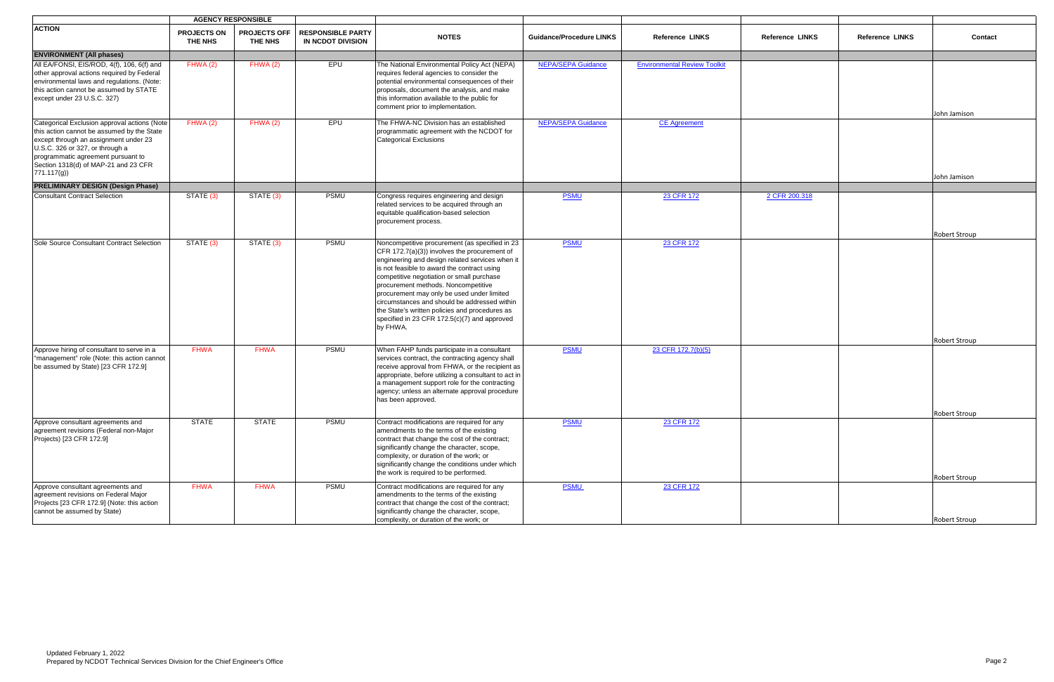| ACTION | AGENCY RESPONSIBLE | | | | | | | | |
|---|---|---|---|---|---|---|---|---|---|
| | PROJECTS ON THE NHS | PROJECTS OFF THE NHS | RESPONSIBLE PARTY IN NCDOT DIVISION | NOTES | Guidance/Procedure LINKS | Reference LINKS | Reference LINKS | Reference LINKS | Contact |
| **ENVIRONMENT (All phases)** | | | | | | | | | |
| All EA/FONSI, EIS/ROD, 4(f), 106, 6(f) and other approval actions required by Federal environmental laws and regulations. (Note: this action cannot be assumed by STATE except under 23 U.S.C. 327) | FHWA (2) | FHWA (2) | EPU | The National Environmental Policy Act (NEPA) requires federal agencies to consider the potential environmental consequences of their proposals, document the analysis, and make this information available to the public for comment prior to implementation. | NEPA/SEPA Guidance | Environmental Review Toolkit | | | John Jamison |
| Categorical Exclusion approval actions (Note this action cannot be assumed by the State except through an assignment under 23 U.S.C. 326 or 327, or through a programmatic agreement pursuant to Section 1318(d) of MAP-21 and 23 CFR 771.117(g)) | FHWA (2) | FHWA (2) | EPU | The FHWA-NC Division has an established programmatic agreement with the NCDOT for Categorical Exclusions | NEPA/SEPA Guidance | CE Agreement | | | John Jamison |
| **PRELIMINARY DESIGN (Design Phase)** | | | | | | | | | |
| Consultant Contract Selection | STATE (3) | STATE (3) | PSMU | Congress requires engineering and design related services to be acquired through an equitable qualification-based selection procurement process. | PSMU | 23 CFR 172 | 2 CFR 200.318 | | Robert Stroup |
| Sole Source Consultant Contract Selection | STATE (3) | STATE (3) | PSMU | Noncompetitive procurement (as specified in 23 CFR 172.7(a)(3)) involves the procurement of engineering and design related services when it is not feasible to award the contract using competitive negotiation or small purchase procurement methods. Noncompetitive procurement may only be used under limited circumstances and should be addressed within the State's written policies and procedures as specified in 23 CFR 172.5(c)(7) and approved by FHWA. | PSMU | 23 CFR 172 | | | Robert Stroup |
| Approve hiring of consultant to serve in a "management" role (Note: this action cannot be assumed by State) [23 CFR 172.9] | FHWA | FHWA | PSMU | When FAHP funds participate in a consultant services contract, the contracting agency shall receive approval from FHWA, or the recipient as appropriate, before utilizing a consultant to act in a management support role for the contracting agency; unless an alternate approval procedure has been approved. | PSMU | 23 CFR 172.7(b)(5) | | | Robert Stroup |
| Approve consultant agreements and agreement revisions (Federal non-Major Projects) [23 CFR 172.9] | STATE | STATE | PSMU | Contract modifications are required for any amendments to the terms of the existing contract that change the cost of the contract; significantly change the character, scope, complexity, or duration of the work; or significantly change the conditions under which the work is required to be performed. | PSMU | 23 CFR 172 | | | Robert Stroup |
| Approve consultant agreements and agreement revisions on Federal Major Projects [23 CFR 172.9] (Note: this action cannot be assumed by State) | FHWA | FHWA | PSMU | Contract modifications are required for any amendments to the terms of the existing contract that change the cost of the contract; significantly change the character, scope, complexity, or duration of the work; or | PSMU | 23 CFR 172 | | | Robert Stroup |

Updated February 1, 2022
Prepared by NCDOT Technical Services Division for the Chief Engineer's Office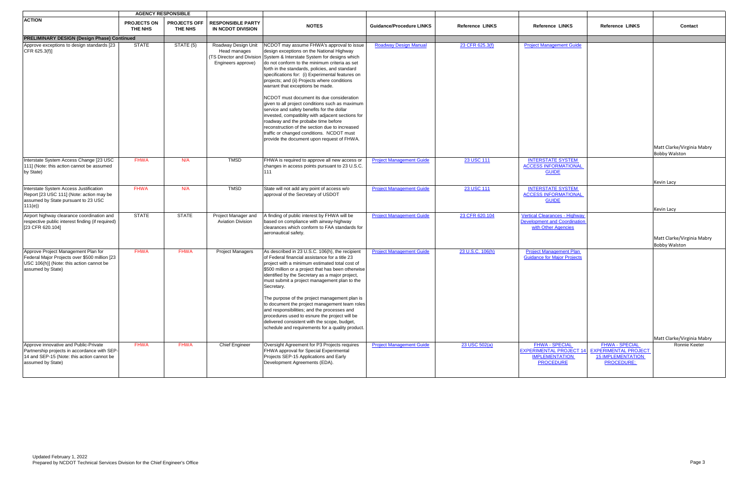| ACTION | AGENCY RESPONSIBLE | | RESPONSIBLE PARTY IN NCDOT DIVISION | NOTES | Guidance/Procedure LINKS | Reference LINKS | Reference LINKS | Reference LINKS | Contact |
|---|---|---|---|---|---|---|---|---|---|
| | PROJECTS ON THE NHS | PROJECTS OFF THE NHS | | | | | | | |
| **PRELIMINARY DESIGN (Design Phase) Continued** | | | | | | | | | |
| Approve exceptions to design standards [23 CFR 625.3(f)] | STATE | STATE (5) | Roadway Design Unit Head manages (TS Director and Division Engineers approve) | NCDOT may assume FHWA's approval to issue design exceptions on the National Highway System & Interstate System for designs which do not conform to the minimum criteria as set forth in the standards, policies, and standard specifications for: (i) Experimental features on projects; and (ii) Projects where conditions warrant that exceptions be made.<br><br>NCDOT must document its due consideration given to all project conditions such as maximum service and safety benefits for the dollar invested, compatiblity with adjacent sections for roadway and the probabe time before reconstruction of the section due to increased traffic or changed conditions. NCDOT must provide the document upon request of FHWA. | Roadway Design Manual | 23 CFR 625.3(f) | Project Management Guide | | Matt Clarke/Virginia Mabry<br>Bobby Walston |
| Interstate System Access Change [23 USC 111] (Note: this action cannot be assumed by State) | FHWA | N/A | TMSD | FHWA is required to approve all new access or changes in access points pursuant to 23 U.S.C. 111 | Project Management Guide | 23 USC 111 | INTERSTATE SYSTEM ACCESS INFORMATIONAL GUIDE | | Kevin Lacy |
| Interstate System Access Justification Report [23 USC 111] (Note: action may be assumed by State pursuant to 23 USC 111(e)) | FHWA | N/A | TMSD | State will not add any point of access w/o approval of the Secretary of USDOT | Project Management Guide | 23 USC 111 | INTERSTATE SYSTEM ACCESS INFORMATIONAL GUIDE | | Kevin Lacy |
| Airport highway clearance coordination and respective public interest finding (if required) [23 CFR 620.104] | STATE | STATE | Project Manager and Aviation Division | A finding of public interest by FHWA will be based on compliance with airway-highway clearances which conform to FAA standards for aeronautical safety. | Project Management Guide | 23 CFR 620.104 | Vertical Clearances - Highway Development and Coordination with Other Agencies | | Matt Clarke/Virginia Mabry<br>Bobby Walston |
| Approve Project Management Plan for Federal Major Projects over $500 million [23 USC 106(h)] (Note: this action cannot be assumed by State) | FHWA | FHWA | Project Managers | As described in 23 U.S.C. 106(h), the recipient of Federal financial assistance for a title 23 project with a minimum estimated total cost of $500 million or a project that has been otherwise identified by the Secretary as a major project, must submit a project management plan to the Secretary.<br><br>The purpose of the project management plan is to document the project management team roles and responsibilities; and the processes and procedures used to esnure the project will be delivered consistent with the scope, budget, schedule and requirements for a quality product. | Project Management Guide | 23 U.S.C. 106(h) | Project Management Plan Guidance for Major Projects | | Matt Clarke/Virginia Mabry |
| Approve innovative and Public-Private Partnership projects in accordance with SEP-14 and SEP-15 (Note: this action cannot be assumed by State) | FHWA | FHWA | Chief Engineer | Oversight Agreement for P3 Projects requires FHWA approval for Special Experimental Projects SEP-15 Applications and Early Development Agreements (EDA). | Project Management Guide | 23 USC 502(a) | FHWA - SPECIAL EXPERIMENTAL PROJECT 14 IMPLEMENTATION PROCEDURE | FHWA - SPECIAL EXPERIMENTAL PROJECT 15 IMPLEMENTATION PROCEDURE: | Ronnie Keeter |

Updated February 1, 2022
Prepared by NCDOT Technical Services Division for the Chief Engineer's Office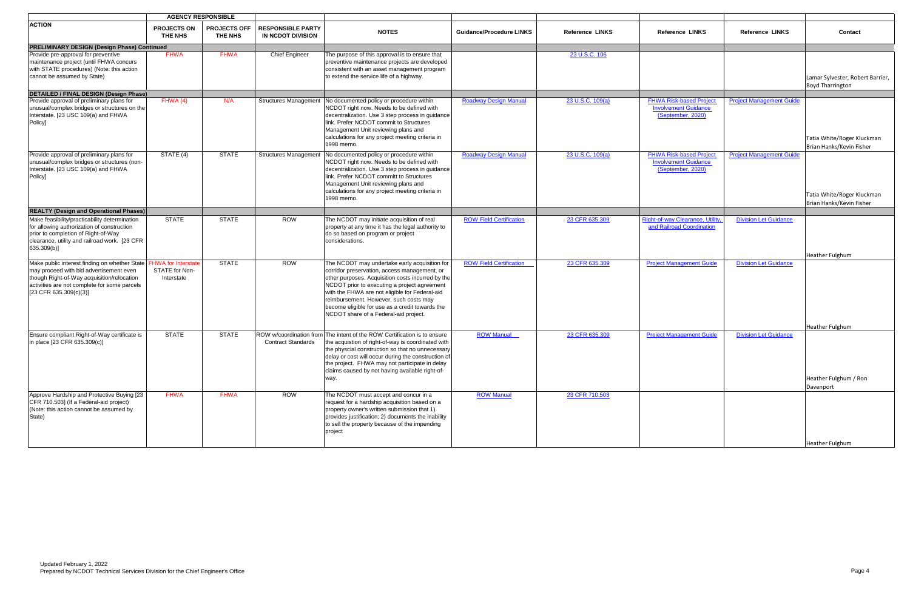| ACTION | AGENCY RESPONSIBLE PROJECTS ON THE NHS | PROJECTS OFF THE NHS | RESPONSIBLE PARTY IN NCDOT DIVISION | NOTES | Guidance/Procedure LINKS | Reference LINKS | Reference LINKS | Reference LINKS | Contact |
|---|---|---|---|---|---|---|---|---|---|
| **PRELIMINARY DESIGN (Design Phase) Continued** | | | | | | | | | |
| Provide pre-approval for preventive maintenance project (until FHWA concurs with STATE procedures) (Note: this action cannot be assumed by State) | FHWA | FHWA | Chief Engineer | The purpose of this approval is to ensure that preventive maintenance projects are developed consistent with an asset management program to extend the service life of a highway. | | 23 U.S.C. 106 | | | Lamar Sylvester, Robert Barrier, Boyd Tharrington |
| **DETAILED / FINAL DESIGN (Design Phase)** | | | | | | | | | |
| Provide approval of preliminary plans for unusual/complex bridges or structures on the Interstate. [23 USC 109(a) and FHWA Policy] | FHWA (4) | N/A | Structures Management | No documented policy or procedure within NCDOT right now. Needs to be defined with decentralization. Use 3 step process in guidance link. Prefer NCDOT commit to Structures Management Unit reviewing plans and calculations for any project meeting criteria in 1998 memo. | Roadway Design Manual | 23 U.S.C. 109(a) | FHWA Risk-based Project Involvement Guidance (September, 2020) | Project Management Guide | Tatia White/Roger Kluckman Brian Hanks/Kevin Fisher |
| Provide approval of preliminary plans for unusual/complex bridges or structures (non-Interstate. [23 USC 109(a) and FHWA Policy] | STATE (4) | STATE | Structures Management | No documented policy or procedure within NCDOT right now. Needs to be defined with decentralization. Use 3 step process in guidance link. Prefer NCDOT committ to Structures Management Unit reviewing plans and calculations for any project meeting criteria in 1998 memo. | Roadway Design Manual | 23 U.S.C. 109(a) | FHWA Risk-based Project Involvement Guidance (September, 2020) | Project Management Guide | Tatia White/Roger Kluckman Brian Hanks/Kevin Fisher |
| **REALTY (Design and Operational Phases)** | | | | | | | | | |
| Make feasibility/practicability determination for allowing authorization of construction prior to completion of Right-of-Way clearance, utility and railroad work. [23 CFR 635.309(b)] | STATE | STATE | ROW | The NCDOT may initiate acquisition of real property at any time it has the legal authority to do so based on program or project considerations. | ROW Field Certification | 23 CFR 635.309 | Right-of-way Clearance, Utility, and Railroad Coordination | Division Let Guidance | Heather Fulghum |
| Make public interest finding on whether State may proceed with bid advertisement even though Right-of-Way acquisition/relocation activities are not complete for some parcels [23 CFR 635.309(c)(3)] | FHWA for Interstate STATE for Non-Interstate | STATE | ROW | The NCDOT may undertake early acquisition for corridor preservation, access management, or other purposes. Acquisition costs incurred by the NCDOT prior to executing a project agreement with the FHWA are not eligible for Federal-aid reimbursement. However, such costs may become eligible for use as a credit towards the NCDOT share of a Federal-aid project. | ROW Field Certification | 23 CFR 635.309 | Project Management Guide | Division Let Guidance | Heather Fulghum |
| Ensure compliant Right-of-Way certificate is in place [23 CFR 635.309(c)] | STATE | STATE | ROW w/coordination from Contract Standards | The intent of the ROW Certification is to ensure the acquisition of right-of-way is coordinated with the physcial construction so that no unnecessary delay or cost will occur during the construction of the project. FHWA may not participate in delay claims caused by not having available right-of-way. | ROW Manual | 23 CFR 635.309 | Project Management Guide | Division Let Guidance | Heather Fulghum / Ron Davenport |
| Approve Hardship and Protective Buying [23 CFR 710.503] (If a Federal-aid project) (Note: this action cannot be assumed by State) | FHWA | FHWA | ROW | The NCDOT must accept and concur in a request for a hardship acquisition based on a property owner's written submission that 1) provides justification; 2) documents the inability to sell the property because of the impending project | ROW Manual | 23 CFR 710.503 | | | Heather Fulghum |

Updated February 1, 2022
Prepared by NCDOT Technical Services Division for the Chief Engineer's Office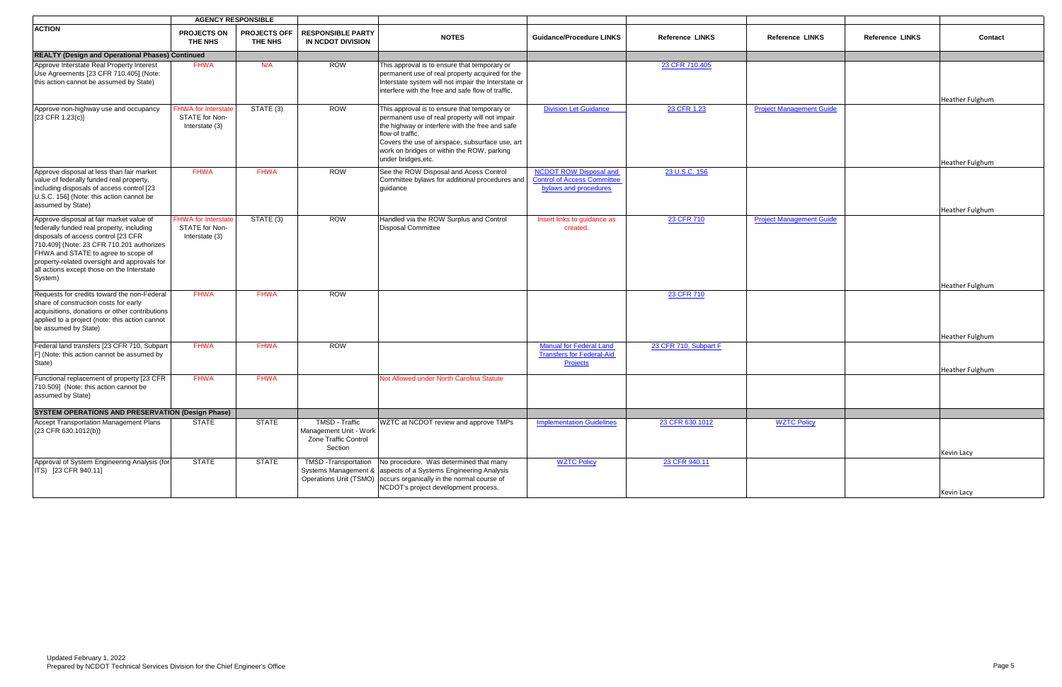| ACTION | AGENCY RESPONSIBLE | | RESPONSIBLE PARTY IN NCDOT DIVISION | NOTES | Guidance/Procedure LINKS | Reference LINKS | Reference LINKS | Reference LINKS | Contact |
|---|---|---|---|---|---|---|---|---|---|
| | PROJECTS ON THE NHS | PROJECTS OFF THE NHS | | | | | | | |
| **REALTY (Design and Operational Phases) Continued** | | | | | | | | | |
| Approve Interstate Real Property Interest Use Agreements [23 CFR 710.405] (Note: this action cannot be assumed by State) | FHWA | N/A | ROW | This approval is to ensure that temporary or permanent use of real property acquired for the Interstate system will not impair the Interstate or interfere with the free and safe flow of traffic. | | 23 CFR 710.405 | | | Heather Fulghum |
| Approve non-highway use and occupancy [23 CFR 1.23(c)] | FHWA for Interstate STATE for Non-Interstate (3) | STATE (3) | ROW | This approval is to ensure that temporary or permanent use of real property will not impair the highway or interfere with the free and safe flow of traffic. Covers the use of airspace, subsurface use, art work on bridges or within the ROW, parking under bridges,etc. | Division Let Guidance | 23 CFR 1.23 | Project Management Guide | | Heather Fulghum |
| Approve disposal at less than fair market value of federally funded real property, including disposals of access control [23 U.S.C. 156] (Note: this action cannot be assumed by State) | FHWA | FHWA | ROW | See the ROW Disposal and Acess Control Committee bylaws for additional procedures and guidance | NCDOT ROW Disposal and Control of Access Committee bylaws and procedures | 23 U.S.C. 156 | | | Heather Fulghum |
| Approve disposal at fair market value of federally funded real property, including disposals of access control [23 CFR 710.409] (Note: 23 CFR 710.201 authorizes FHWA and STATE to agree to scope of property-related oversight and approvals for all actions except those on the Interstate System) | FHWA for Interstate STATE for Non-Interstate (3) | STATE (3) | ROW | Handled via the ROW Surplus and Control Disposal Committee | Insert links to guidance as created. | 23 CFR 710 | Project Management Guide | | Heather Fulghum |
| Requests for credits toward the non-Federal share of construction costs for early acquisitions, donations or other contributions applied to a project (note: this action cannot be assumed by State) | FHWA | FHWA | ROW | | | 23 CFR 710 | | | Heather Fulghum |
| Federal land transfers [23 CFR 710, Subpart F] (Note: this action cannot be assumed by State) | FHWA | FHWA | ROW | | Manual for Federal Land Transfers for Federal-Aid Projects | 23 CFR 710, Subpart F | | | Heather Fulghum |
| Functional replacement of property [23 CFR 710.509] (Note: this action cannot be assumed by State) | FHWA | FHWA | | Not Allowed under North Carolina Statute | | | | | |
| **SYSTEM OPERATIONS AND PRESERVATION (Design Phase)** | | | | | | | | | |
| Accept Transportation Management Plans (23 CFR 630.1012(b)) | STATE | STATE | TMSD - Traffic Management Unit - Work Zone Traffic Control Section | WZTC at NCDOT review and approve TMPs | Implementation Guidelines | 23 CFR 630.1012 | WZTC Policy | | Kevin Lacy |
| Approval of System Engineering Analysis (for ITS) [23 CFR 940.11] | STATE | STATE | TMSD -Transportation Systems Management & Operations Unit (TSMO) | No procedure. Was determined that many aspects of a Systems Engineering Analysis occurs organically in the normal course of NCDOT's project development process. | WZTC Policy | 23 CFR 940.11 | | | Kevin Lacy |

Updated February 1, 2022
Prepared by NCDOT Technical Services Division for the Chief Engineer's Office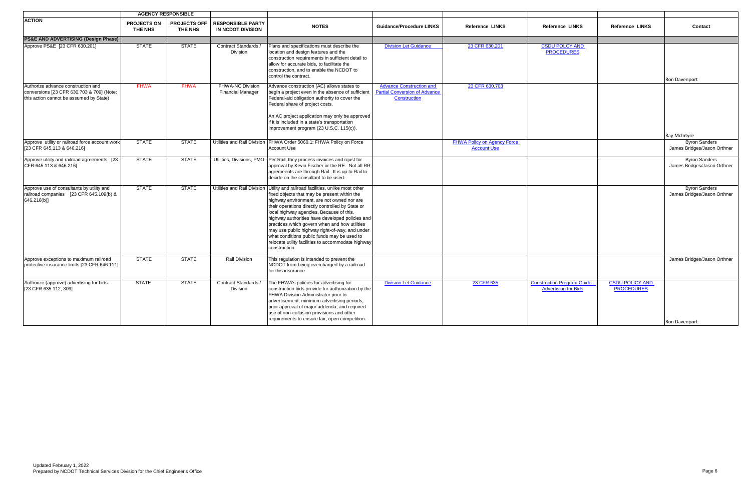| ACTION | AGENCY RESPONSIBLE | | RESPONSIBLE PARTY IN NCDOT DIVISION | NOTES | Guidance/Procedure LINKS | Reference LINKS | Reference LINKS | Reference LINKS | Contact |
|---|---|---|---|---|---|---|---|---|---|
| | PROJECTS ON THE NHS | PROJECTS OFF THE NHS | | | | | | | |
| **PS&E AND ADVERTISING (Design Phase)** | | | | | | | | | |
| Approve PS&E [23 CFR 630.201] | STATE | STATE | Contract Standards / Division | Plans and specifications must describe the location and design features and the construction requirements in sufficient detail to allow for accurate bids, to facilitate the construction, and to enable the NCDOT to control the contract. | Division Let Guidance | 23 CFR 630.201 | CSDU POLCY AND PROCEDURES | | Ron Davenport |
| Authorize advance construction and conversions [23 CFR 630.703 & 709] (Note: this action cannot be assumed by State) | FHWA | FHWA | FHWA-NC Division Financial Manager | Advance construction (AC) allows states to begin a project even in the absence of sufficient Federal-aid obligation authority to cover the Federal share of project costs. An AC project application may only be approved if it is included in a state's transportation improvement program (23 U.S.C. 115(c)). | Advance Construction and Partial Conversion of Advance Construction | 23 CFR 630.703 | | | Ray McIntyre |
| Approve utility or railroad force account work [23 CFR 645.113 & 646.216] | STATE | STATE | Utilities and Rail Division | FHWA Order 5060.1: FHWA Policy on Force Account Use | | FHWA Policy on Agency Force Account Use | | | Byron Sanders James Bridges/Jason Orthner |
| Approve utility and railroad agreements [23 CFR 645.113 & 646.216] | STATE | STATE | Utilities, Divisions, PMO | Per Rail, they process invoices and rqust for approval by Kevin Fischer or the RE. Not all RR agreemeents are through Rail. It is up to Rail to decide on the consultant to be used. | | | | | Byron Sanders James Bridges/Jason Orthner |
| Approve use of consultants by utility and railroad companies [23 CFR 645.109(b) & 646.216(b)] | STATE | STATE | Utilities and Rail Division | Utility and railroad facilities, unlike most other fixed objects that may be present within the highway environment, are not owned nor are their operations directly controlled by State or local highway agencies. Because of this, highway authorities have developed policies and practices which govern when and how utilities may use public highway right-of-way, and under what conditions public funds may be used to relocate utility facilities to accommodate highway construction. | | | | | Byron Sanders James Bridges/Jason Orthner |
| Approve exceptions to maximum railroad protective insurance limits [23 CFR 646.111] | STATE | STATE | Rail Division | This regulation is intended to prevent the NCDOT from being overcharged by a railroad for this insurance | | | | | James Bridges/Jason Orthner |
| Authorize (approve) advertising for bids. [23 CFR 635.112, 309] | STATE | STATE | Contract Standards / Division | The FHWA's policies for advertising for construction bids provide for authorization by the FHWA Division Administrator prior to advertisement, minimum advertising periods, prior approval of major addenda, and required use of non-collusion provisions and other requirements to ensure fair, open competition. | Division Let Guidance | 23 CFR 635 | Construction Program Guide - Advertising for Bids | CSDU POLICY AND PROCEDURES | Ron Davenport |

Updated February 1, 2022
Prepared by NCDOT Technical Services Division for the Chief Engineer's Office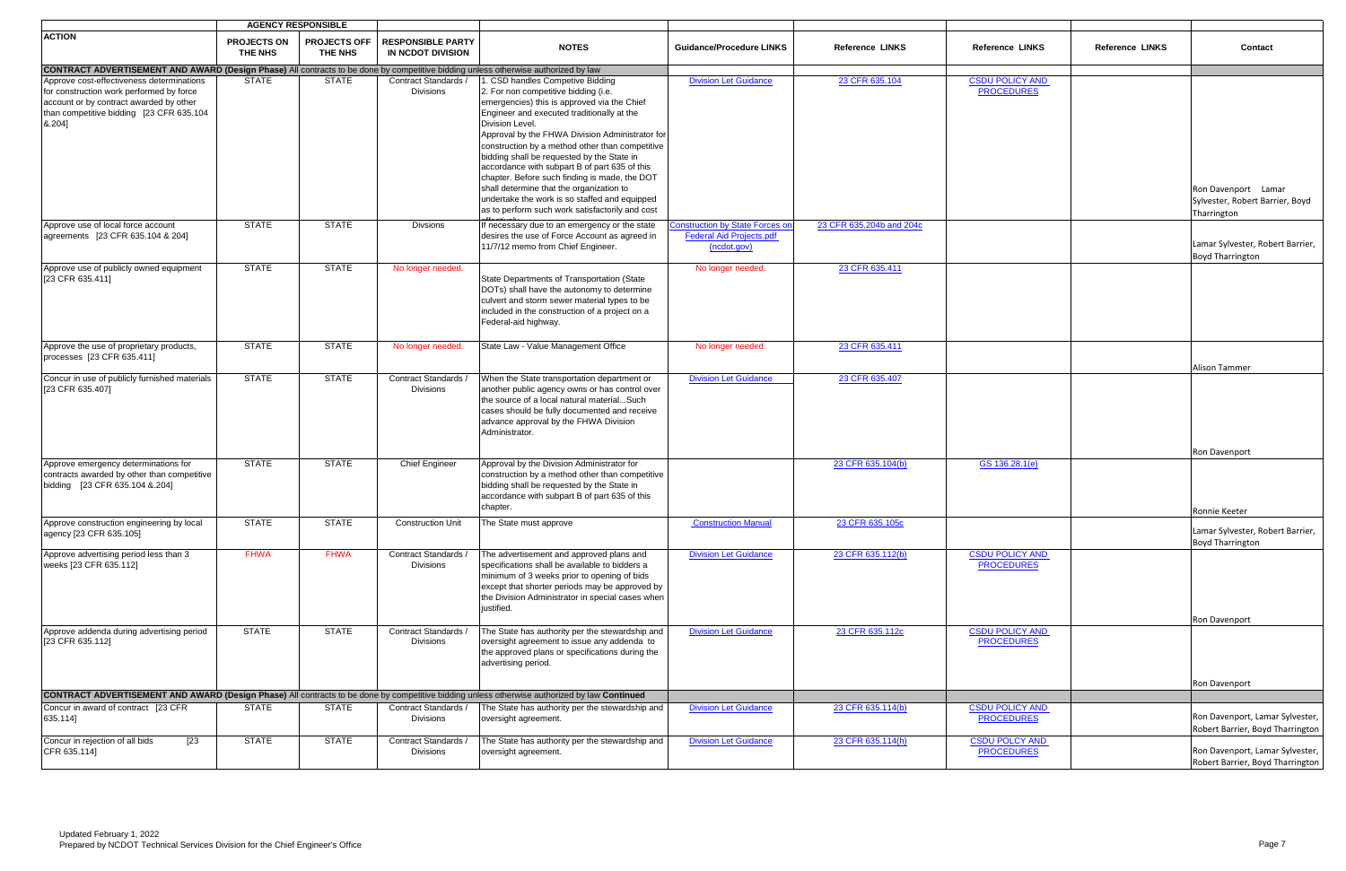| ACTION | AGENCY RESPONSIBLE | | | NOTES | Guidance/Procedure LINKS | Reference LINKS | Reference LINKS | Reference LINKS | Contact |
|---|---|---|---|---|---|---|---|---|---|
| | PROJECTS ON THE NHS | PROJECTS OFF THE NHS | RESPONSIBLE PARTY IN NCDOT DIVISION | | | | | | |
| **CONTRACT ADVERTISEMENT AND AWARD (Design Phase)** All contracts to be done by competitive bidding unless otherwise authorized by law | | | | | | | | | |
| Approve cost-effectiveness determinations for construction work performed by force account or by contract awarded by other than competitive bidding [23 CFR 635.104 &.204] | STATE | STATE | Contract Standards / Divisions | 1. CSD handles Competive Bidding 2. For non competitive bidding (i.e. emergencies) this is approved via the Chief Engineer and executed traditionally at the Division Level. Approval by the FHWA Division Administrator for construction by a method other than competitive bidding shall be requested by the State in accordance with subpart B of part 635 of this chapter. Before such finding is made, the DOT shall determine that the organization to undertake the work is so staffed and equipped as to perform such work satisfactorily and cost effectively. | Division Let Guidance | 23 CFR 635.104 | CSDU POLICY AND PROCEDURES | | Ron Davenport Lamar Sylvester, Robert Barrier, Boyd Tharrington |
| Approve use of local force account agreements [23 CFR 635.104 & 204] | STATE | STATE | Divsions | If necessary due to an emergency or the state desires the use of Force Account as agreed in 11/7/12 memo from Chief Engineer. | Construction by State Forces on Federal Aid Projects.pdf (ncdot.gov) | 23 CFR 635.204b and 204c | | | Lamar Sylvester, Robert Barrier, Boyd Tharrington |
| Approve use of publicly owned equipment [23 CFR 635.411] | STATE | STATE | No longer needed. | State Departments of Transportation (State DOTs) shall have the autonomy to determine culvert and storm sewer material types to be included in the construction of a project on a Federal-aid highway. | No longer needed. | 23 CFR 635.411 | | | |
| Approve the use of proprietary products, processes [23 CFR 635.411] | STATE | STATE | No longer needed. | State Law - Value Management Office | No longer needed. | 23 CFR 635.411 | | | Alison Tammer |
| Concur in use of publicly furnished materials [23 CFR 635.407] | STATE | STATE | Contract Standards / Divisions | When the State transportation department or another public agency owns or has control over the source of a local natural material...Such cases should be fully documented and receive advance approval by the FHWA Division Administrator. | Division Let Guidance | 23 CFR 635.407 | | | Ron Davenport |
| Approve emergency determinations for contracts awarded by other than competitive bidding [23 CFR 635.104 &.204] | STATE | STATE | Chief Engineer | Approval by the Division Administrator for construction by a method other than competitive bidding shall be requested by the State in accordance with subpart B of part 635 of this chapter. | | 23 CFR 635.104(b) | GS 136.28.1(e) | | Ronnie Keeter |
| Approve construction engineering by local agency [23 CFR 635.105] | STATE | STATE | Construction Unit | The State must approve | Construction Manual | 23 CFR 635.105c | | | Lamar Sylvester, Robert Barrier, Boyd Tharrington |
| Approve advertising period less than 3 weeks [23 CFR 635.112] | FHWA | FHWA | Contract Standards / Divisions | The advertisement and approved plans and specifications shall be available to bidders a minimum of 3 weeks prior to opening of bids except that shorter periods may be approved by the Division Administrator in special cases when justified. | Division Let Guidance | 23 CFR 635.112(b) | CSDU POLICY AND PROCEDURES | | Ron Davenport |
| Approve addenda during advertising period [23 CFR 635.112] | STATE | STATE | Contract Standards / Divisions | The State has authority per the stewardship and oversight agreement to issue any addenda to the approved plans or specifications during the advertising period. | Division Let Guidance | 23 CFR 635.112c | CSDU POLICY AND PROCEDURES | | Ron Davenport |
| **CONTRACT ADVERTISEMENT AND AWARD (Design Phase)** All contracts to be done by competitive bidding unless otherwise authorized by law **Continued** | | | | | | | | | |
| Concur in award of contract [23 CFR 635.114] | STATE | STATE | Contract Standards / Divisions | The State has authority per the stewardship and oversight agreement. | Division Let Guidance | 23 CFR 635.114(b) | CSDU POLICY AND PROCEDURES | | Ron Davenport, Lamar Sylvester, Robert Barrier, Boyd Tharrington |
| Concur in rejection of all bids [23 CFR 635.114] | STATE | STATE | Contract Standards / Divisions | The State has authority per the stewardship and oversight agreement. | Division Let Guidance | 23 CFR 635.114(h) | CSDU POLCY AND PROCEDURES | | Ron Davenport, Lamar Sylvester, Robert Barrier, Boyd Tharrington |

Updated February 1, 2022
Prepared by NCDOT Technical Services Division for the Chief Engineer's Office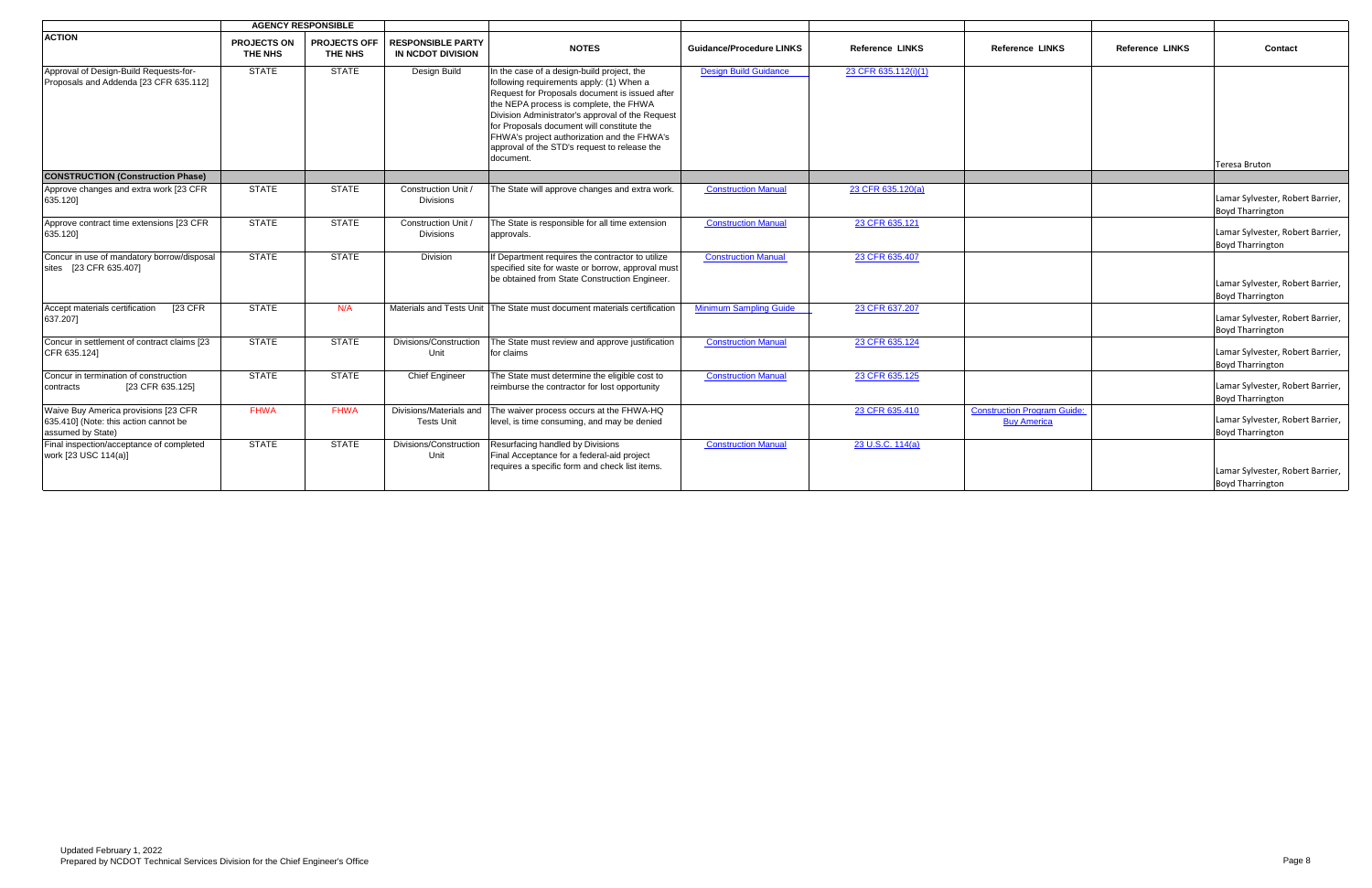| ACTION | AGENCY RESPONSIBLE | | RESPONSIBLE PARTY IN NCDOT DIVISION | NOTES | Guidance/Procedure LINKS | Reference LINKS | Reference LINKS | Reference LINKS | Contact |
|---|---|---|---|---|---|---|---|---|---|
| | PROJECTS ON THE NHS | PROJECTS OFF THE NHS | | | | | | | |
| Approval of Design-Build Requests-for-Proposals and Addenda [23 CFR 635.112] | STATE | STATE | Design Build | In the case of a design-build project, the following requirements apply: (1) When a Request for Proposals document is issued after the NEPA process is complete, the FHWA Division Administrator's approval of the Request for Proposals document will constitute the FHWA's project authorization and the FHWA's approval of the STD's request to release the document. | Design Build Guidance | 23 CFR 635.112(i)(1) | | | Teresa Bruton |
| **CONSTRUCTION (Construction Phase)** | | | | | | | | | |
| Approve changes and extra work [23 CFR 635.120] | STATE | STATE | Construction Unit / Divisions | The State will approve changes and extra work. | Construction Manual | 23 CFR 635.120(a) | | | Lamar Sylvester, Robert Barrier, Boyd Tharrington |
| Approve contract time extensions [23 CFR 635.120] | STATE | STATE | Construction Unit / Divisions | The State is responsible for all time extension approvals. | Construction Manual | 23 CFR 635.121 | | | Lamar Sylvester, Robert Barrier, Boyd Tharrington |
| Concur in use of mandatory borrow/disposal sites [23 CFR 635.407] | STATE | STATE | Division | If Department requires the contractor to utilize specified site for waste or borrow, approval must be obtained from State Construction Engineer. | Construction Manual | 23 CFR 635.407 | | | Lamar Sylvester, Robert Barrier, Boyd Tharrington |
| Accept materials certification [23 CFR 637.207] | STATE | N/A | Materials and Tests Unit | The State must document materials certification | Minimum Sampling Guide | 23 CFR 637.207 | | | Lamar Sylvester, Robert Barrier, Boyd Tharrington |
| Concur in settlement of contract claims [23 CFR 635.124] | STATE | STATE | Divisions/Construction Unit | The State must review and approve justification for claims | Construction Manual | 23 CFR 635.124 | | | Lamar Sylvester, Robert Barrier, Boyd Tharrington |
| Concur in termination of construction contracts [23 CFR 635.125] | STATE | STATE | Chief Engineer | The State must determine the eligible cost to reimburse the contractor for lost opportunity | Construction Manual | 23 CFR 635.125 | | | Lamar Sylvester, Robert Barrier, Boyd Tharrington |
| Waive Buy America provisions [23 CFR 635.410] (Note: this action cannot be assumed by State) | FHWA | FHWA | Divisions/Materials and Tests Unit | The waiver process occurs at the FHWA-HQ level, is time consuming, and may be denied | | 23 CFR 635.410 | Construction Program Guide: Buy America | | Lamar Sylvester, Robert Barrier, Boyd Tharrington |
| Final inspection/acceptance of completed work [23 USC 114(a)] | STATE | STATE | Divisions/Construction Unit | Resurfacing handled by Divisions<br>Final Acceptance for a federal-aid project requires a specific form and check list items. | Construction Manual | 23 U.S.C. 114(a) | | | Lamar Sylvester, Robert Barrier, Boyd Tharrington |

Updated February 1, 2022
Prepared by NCDOT Technical Services Division for the Chief Engineer's Office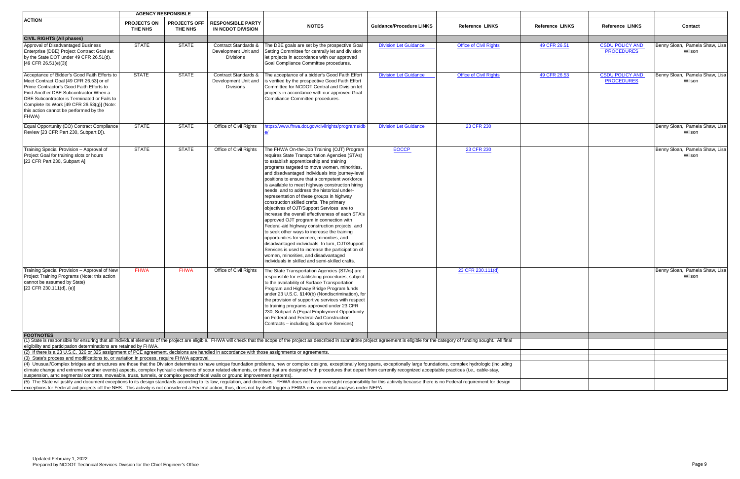| ACTION | AGENCY RESPONSIBLE | | | | | | | | |
|---|---|---|---|---|---|---|---|---|---|
| | PROJECTS ON THE NHS | PROJECTS OFF THE NHS | RESPONSIBLE PARTY IN NCDOT DIVISION | NOTES | Guidance/Procedure LINKS | Reference LINKS | Reference LINKS | Reference LINKS | Contact |
| **CIVIL RIGHTS (All phases)** | | | | | | | | | |
| Approval of Disadvantaged Business Enterprise (DBE) Project Contract Goal set by the State DOT under 49 CFR 26.51(d). [49 CFR 26.51(e)(3)] | STATE | STATE | Contract Standards & Development Unit and Divisions | The DBE goals are set by the prospective Goal Setting Committee for centrally let and division let projects in accordance with our approved Goal Compliance Committee procedures. | Division Let Guidance | Office of Civil Rights | 49 CFR 26.51 | CSDU POLICY AND PROCEDURES | Benny Sloan, Pamela Shaw, Lisa Wilson |
| Acceptance of Bidder's Good Faith Efforts to Meet Contract Goal [49 CFR 26.53] or of Prime Contractor's Good Faith Efforts to Find Another DBE Subcontractor When a DBE Subcontractor is Terminated or Fails to Complete Its Work [49 CFR 26.53(g)] (Note: this action cannot be performed by the FHWA) | STATE | STATE | Contract Standards & Development Unit and Divisions | The acceptance of a bidder's Good Faith Effort is verified by the prospective Good Faith Effort Committee for NCDOT Central and Division let projects in accordance with our approved Goal Compliance Committee procedures. | Division Let Guidance | Office of Civil Rights | 49 CFR 26.53 | CSDU POLICY AND PROCEDURES | Benny Sloan, Pamela Shaw, Lisa Wilson |
| Equal Opportunity (EO) Contract Compliance Review [23 CFR Part 230, Subpart D]). | STATE | STATE | Office of Civil Rights | https://www.fhwa.dot.gov/civilrights/programs/dbe/ | Division Let Guidance | 23 CFR 230 | | | Benny Sloan, Pamela Shaw, Lisa Wilson |
| Training Special Provision – Approval of Project Goal for training slots or hours [23 CFR Part 230, Subpart A] | STATE | STATE | Office of Civil Rights | The FHWA On-the-Job Training (OJT) Program requires State Transportation Agencies (STAs) to establish apprenticeship and training programs targeted to move women, minorities, and disadvantaged individuals into journey-level positions to ensure that a competent workforce is available to meet highway construction hiring needs, and to address the historical under-representation of these groups in highway construction skilled crafts. The primary objectives of OJT/Support Services are to increase the overall effectiveness of each STA's approved OJT program in connection with Federal-aid highway construction projects, and to seek other ways to increase the training opportunities for women, minorities, and disadvantaged individuals. In turn, OJT/Support Services is used to increase the participation of women, minorities, and disadvantaged individuals in skilled and semi-skilled crafts. | EOCCP | 23 CFR 230 | | | Benny Sloan, Pamela Shaw, Lisa Wilson |
| Training Special Provision – Approval of New Project Training Programs (Note: this action cannot be assumed by State) [23 CFR 230.111(d), (e)] | FHWA | FHWA | Office of Civil Rights | The State Transportation Agencies (STAs) are responsible for establishing procedures, subject to the availability of Surface Transportation Program and Highway Bridge Program funds under 23 U.S.C. §140(b) (Nondiscrimination), for the provision of supportive services with respect to training programs approved under 23 CFR 230, Subpart A (Equal Employment Opportunity on Federal and Federal-Aid Construction Contracts – including Supportive Services) | | 23 CFR 230.111(d) | | | Benny Sloan, Pamela Shaw, Lisa Wilson |

**FOOTNOTES**

(1) State is responsible for ensuring that all individual elements of the project are eligible. FHWA will check that the scope of the project as described in submittine project agreement is eligible for the category of funding sought. All final eligibility and participation determinations are retained by FHWA.

(2) If there is a 23 U.S.C. 326 or 325 assignment of PCE agreement, decisions are handled in accordance with those assignments or agreements.

(3) State's process and modifications to, or variation in process, require FHWA approval.

(4) Unusual/Complex bridges and structures are those that the Division determines to have unique foundation problems, new or complex designs, exceptionally long spans, exceptionally large foundations, complex hydrologic (including climate change and extreme weather events) aspects, complex hydraulic elements of scour related elements, or those that are designed with procedures that depart from currently recognized acceptable practices (i.e., cable-stay, suspension, arhc segmental concrete, moveable, truss, tunnels, or complex geotechnical walls or ground improvement systems).

(5) The State wil justify and document exceptions to its design standards according to its law, regulation, and directives. FHWA does not have oversight responsibility for this actiivity because there is no Federal requirement for design exceptions for Federal-aid projects off the NHS. This activity is not considered a Federal action; thus, does not by itself trigger a FHWA environmental analysis under NEPA.

Updated February 1, 2022
Prepared by NCDOT Technical Services Division for the Chief Engineer's Office